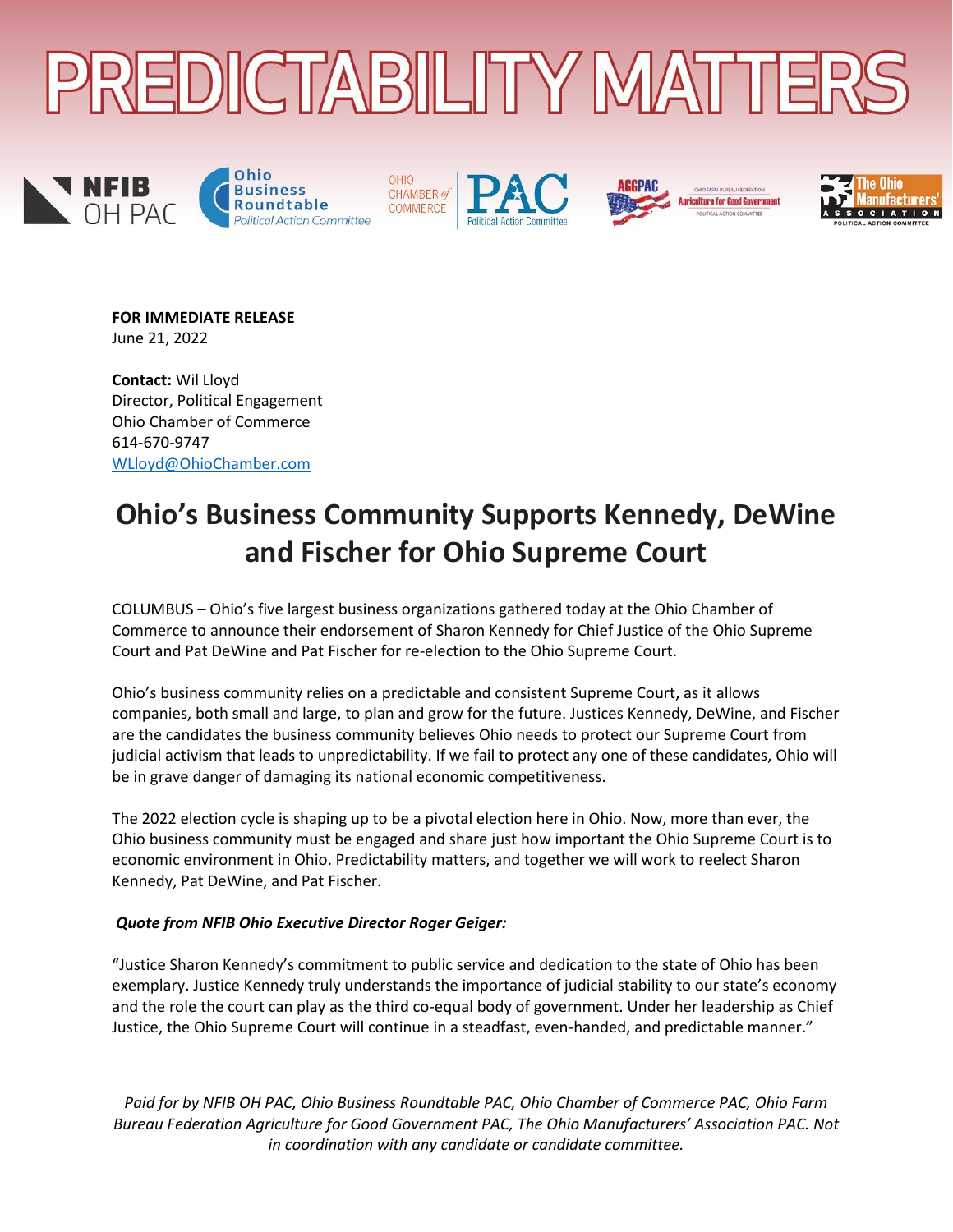# PREDICTABILITY MATTERS

NFIB OH PAC | Ohio Business Roundtable Political Action Committee | Ohio Chamber of Commerce PAC Political Action Committee | AGGPAC Ohio Farm Bureau Federation Agriculture for Good Government Political Action Committee | The Ohio Manufacturers' Association Political Action Committee

**FOR IMMEDIATE RELEASE**
June 21, 2022

**Contact:** Wil Lloyd
Director, Political Engagement
Ohio Chamber of Commerce
614-670-9747
WLloyd@OhioChamber.com

## Ohio's Business Community Supports Kennedy, DeWine and Fischer for Ohio Supreme Court

COLUMBUS – Ohio's five largest business organizations gathered today at the Ohio Chamber of Commerce to announce their endorsement of Sharon Kennedy for Chief Justice of the Ohio Supreme Court and Pat DeWine and Pat Fischer for re-election to the Ohio Supreme Court.

Ohio's business community relies on a predictable and consistent Supreme Court, as it allows companies, both small and large, to plan and grow for the future. Justices Kennedy, DeWine, and Fischer are the candidates the business community believes Ohio needs to protect our Supreme Court from judicial activism that leads to unpredictability. If we fail to protect any one of these candidates, Ohio will be in grave danger of damaging its national economic competitiveness.

The 2022 election cycle is shaping up to be a pivotal election here in Ohio. Now, more than ever, the Ohio business community must be engaged and share just how important the Ohio Supreme Court is to economic environment in Ohio. Predictability matters, and together we will work to reelect Sharon Kennedy, Pat DeWine, and Pat Fischer.

***Quote from NFIB Ohio Executive Director Roger Geiger:***

"Justice Sharon Kennedy's commitment to public service and dedication to the state of Ohio has been exemplary. Justice Kennedy truly understands the importance of judicial stability to our state's economy and the role the court can play as the third co-equal body of government. Under her leadership as Chief Justice, the Ohio Supreme Court will continue in a steadfast, even-handed, and predictable manner."

*Paid for by NFIB OH PAC, Ohio Business Roundtable PAC, Ohio Chamber of Commerce PAC, Ohio Farm Bureau Federation Agriculture for Good Government PAC, The Ohio Manufacturers' Association PAC. Not in coordination with any candidate or candidate committee.*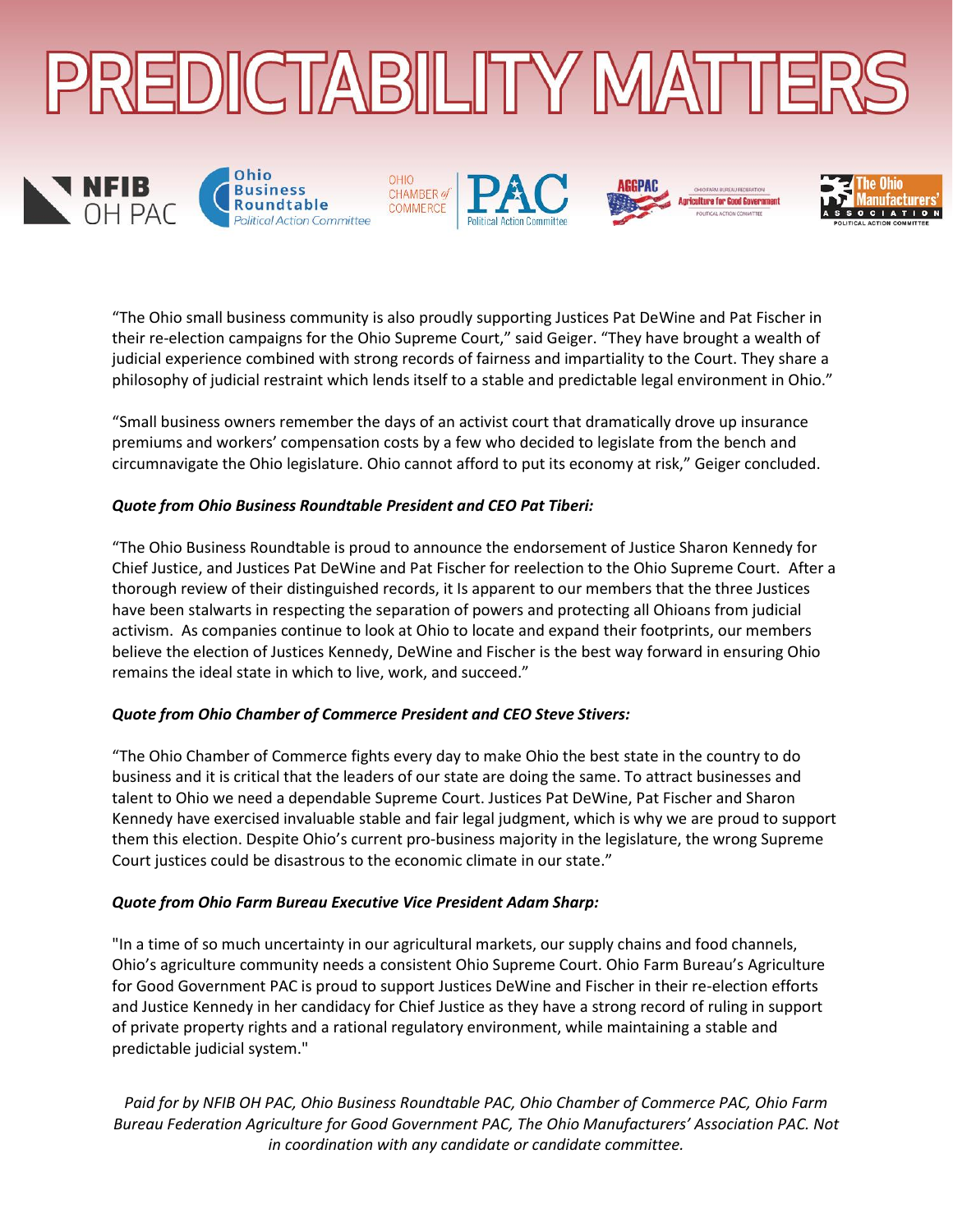# PREDICTABILITY MATTERS

NFIB OH PAC | Ohio Business Roundtable Political Action Committee | Ohio Chamber of Commerce PAC Political Action Committee | AGGPAC Ohio Farm Bureau Federation Agriculture for Good Government Political Action Committee | The Ohio Manufacturers' Association Political Action Committee

"The Ohio small business community is also proudly supporting Justices Pat DeWine and Pat Fischer in their re-election campaigns for the Ohio Supreme Court," said Geiger. "They have brought a wealth of judicial experience combined with strong records of fairness and impartiality to the Court. They share a philosophy of judicial restraint which lends itself to a stable and predictable legal environment in Ohio."

"Small business owners remember the days of an activist court that dramatically drove up insurance premiums and workers' compensation costs by a few who decided to legislate from the bench and circumnavigate the Ohio legislature. Ohio cannot afford to put its economy at risk," Geiger concluded.

***Quote from Ohio Business Roundtable President and CEO Pat Tiberi:***

"The Ohio Business Roundtable is proud to announce the endorsement of Justice Sharon Kennedy for Chief Justice, and Justices Pat DeWine and Pat Fischer for reelection to the Ohio Supreme Court. After a thorough review of their distinguished records, it Is apparent to our members that the three Justices have been stalwarts in respecting the separation of powers and protecting all Ohioans from judicial activism. As companies continue to look at Ohio to locate and expand their footprints, our members believe the election of Justices Kennedy, DeWine and Fischer is the best way forward in ensuring Ohio remains the ideal state in which to live, work, and succeed."

***Quote from Ohio Chamber of Commerce President and CEO Steve Stivers:***

"The Ohio Chamber of Commerce fights every day to make Ohio the best state in the country to do business and it is critical that the leaders of our state are doing the same. To attract businesses and talent to Ohio we need a dependable Supreme Court. Justices Pat DeWine, Pat Fischer and Sharon Kennedy have exercised invaluable stable and fair legal judgment, which is why we are proud to support them this election. Despite Ohio's current pro-business majority in the legislature, the wrong Supreme Court justices could be disastrous to the economic climate in our state."

***Quote from Ohio Farm Bureau Executive Vice President Adam Sharp:***

"In a time of so much uncertainty in our agricultural markets, our supply chains and food channels, Ohio's agriculture community needs a consistent Ohio Supreme Court. Ohio Farm Bureau's Agriculture for Good Government PAC is proud to support Justices DeWine and Fischer in their re-election efforts and Justice Kennedy in her candidacy for Chief Justice as they have a strong record of ruling in support of private property rights and a rational regulatory environment, while maintaining a stable and predictable judicial system."

*Paid for by NFIB OH PAC, Ohio Business Roundtable PAC, Ohio Chamber of Commerce PAC, Ohio Farm Bureau Federation Agriculture for Good Government PAC, The Ohio Manufacturers' Association PAC. Not in coordination with any candidate or candidate committee.*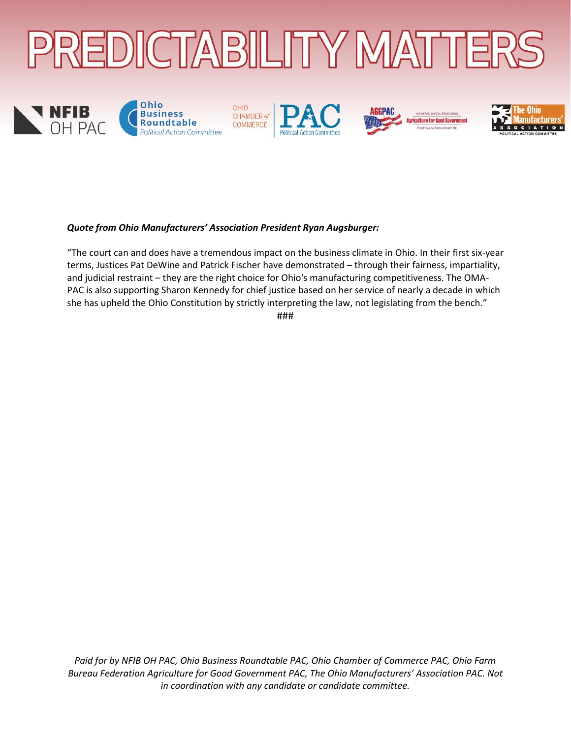# PREDICTABILITY MATTERS

NFIB OH PAC | Ohio Business Roundtable Political Action Committee | Ohio Chamber of Commerce PAC Political Action Committee | AGGPAC Ohio Farm Bureau Federation Agriculture for Good Government Political Action Committee | The Ohio Manufacturers' Association Political Action Committee

***Quote from Ohio Manufacturers' Association President Ryan Augsburger:***

"The court can and does have a tremendous impact on the business climate in Ohio. In their first six-year terms, Justices Pat DeWine and Patrick Fischer have demonstrated – through their fairness, impartiality, and judicial restraint – they are the right choice for Ohio's manufacturing competitiveness. The OMA-PAC is also supporting Sharon Kennedy for chief justice based on her service of nearly a decade in which she has upheld the Ohio Constitution by strictly interpreting the law, not legislating from the bench."

###

*Paid for by NFIB OH PAC, Ohio Business Roundtable PAC, Ohio Chamber of Commerce PAC, Ohio Farm Bureau Federation Agriculture for Good Government PAC, The Ohio Manufacturers' Association PAC. Not in coordination with any candidate or candidate committee.*